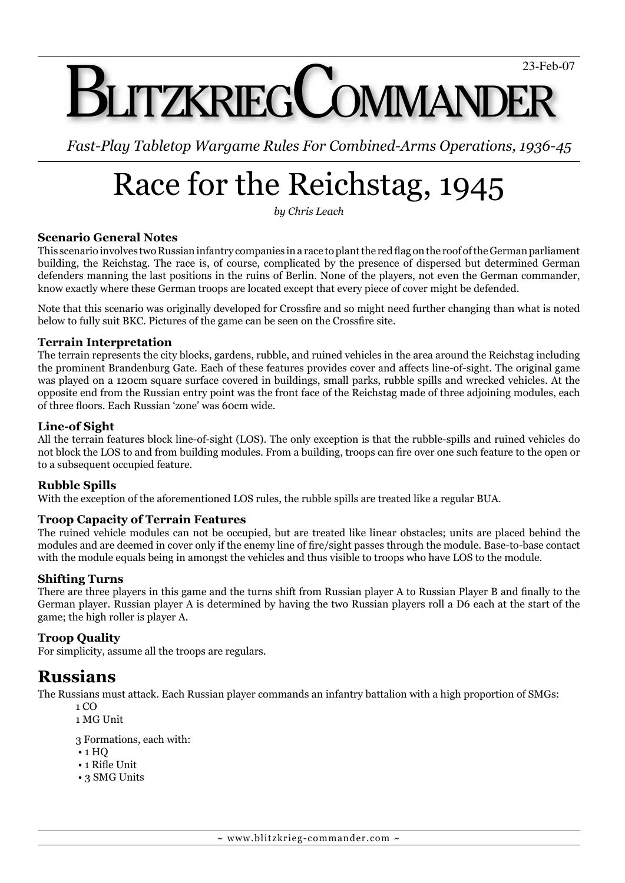23-Feb-07

# BLITZKRIEGCOMMANDER

*Fast-Play Tabletop Wargame Rules For Combined-Arms Operations, 1936-45*

# Race for the Reichstag, 1945

*by Chris Leach*

### Scenario General Notes

This scenario involves two Russian infantry companies in a race to plant the red flag on the roof of the German parliament building, the Reichstag. The race is, of course, complicated by the presence of dispersed but determined German defenders manning the last positions in the ruins of Berlin. None of the players, not even the German commander, know exactly where these German troops are located except that every piece of cover might be defended.

Note that this scenario was originally developed for Crossfire and so might need further changing than what is noted below to fully suit BKC. Pictures of the game can be seen on the Crossfire site.

### Terrain Interpretation

The terrain represents the city blocks, gardens, rubble, and ruined vehicles in the area around the Reichstag including the prominent Brandenburg Gate. Each of these features provides cover and affects line-of-sight. The original game was played on a 120cm square surface covered in buildings, small parks, rubble spills and wrecked vehicles. At the opposite end from the Russian entry point was the front face of the Reichstag made of three adjoining modules, each of three floors. Each Russian 'zone' was 60cm wide.

### Line-of Sight

All the terrain features block line-of-sight (LOS). The only exception is that the rubble-spills and ruined vehicles do not block the LOS to and from building modules. From a building, troops can fire over one such feature to the open or to a subsequent occupied feature.

### Rubble Spills

With the exception of the aforementioned LOS rules, the rubble spills are treated like a regular BUA.

### Troop Capacity of Terrain Features

The ruined vehicle modules can not be occupied, but are treated like linear obstacles; units are placed behind the modules and are deemed in cover only if the enemy line of fire/sight passes through the module. Base-to-base contact with the module equals being in amongst the vehicles and thus visible to troops who have LOS to the module.

### Shifting Turns

There are three players in this game and the turns shift from Russian player A to Russian Player B and finally to the German player. Russian player A is determined by having the two Russian players roll a D6 each at the start of the game; the high roller is player A.

### Troop Quality

For simplicity, assume all the troops are regulars.

## Russians

The Russians must attack. Each Russian player commands an infantry battalion with a high proportion of SMGs:

1 CO
1 MG Unit

3 Formations, each with:

- 1 HQ
- 1 Rifle Unit
- 3 SMG Units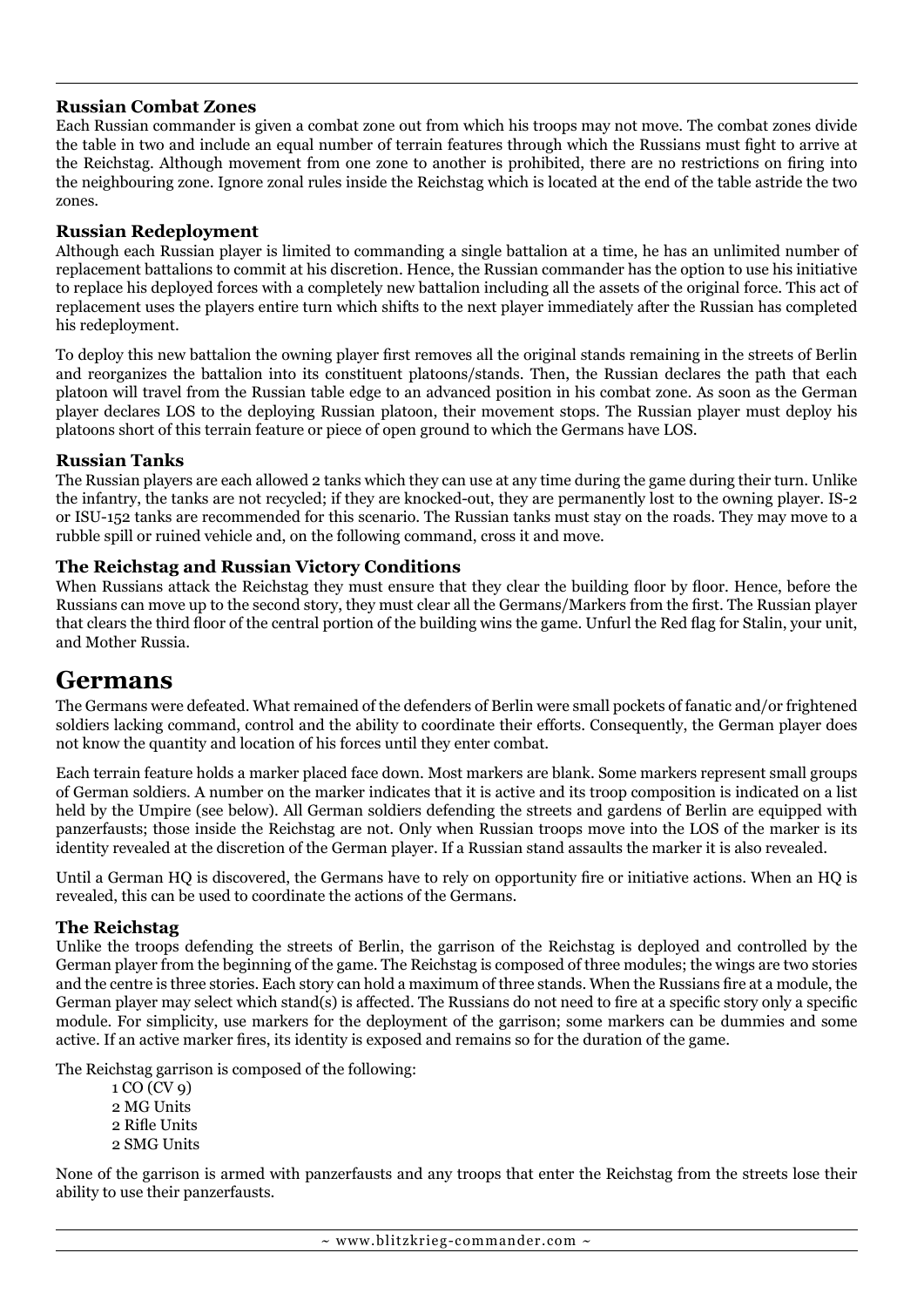### Russian Combat Zones

Each Russian commander is given a combat zone out from which his troops may not move. The combat zones divide the table in two and include an equal number of terrain features through which the Russians must fight to arrive at the Reichstag. Although movement from one zone to another is prohibited, there are no restrictions on firing into the neighbouring zone. Ignore zonal rules inside the Reichstag which is located at the end of the table astride the two zones.

### Russian Redeployment

Although each Russian player is limited to commanding a single battalion at a time, he has an unlimited number of replacement battalions to commit at his discretion. Hence, the Russian commander has the option to use his initiative to replace his deployed forces with a completely new battalion including all the assets of the original force. This act of replacement uses the players entire turn which shifts to the next player immediately after the Russian has completed his redeployment.

To deploy this new battalion the owning player first removes all the original stands remaining in the streets of Berlin and reorganizes the battalion into its constituent platoons/stands. Then, the Russian declares the path that each platoon will travel from the Russian table edge to an advanced position in his combat zone. As soon as the German player declares LOS to the deploying Russian platoon, their movement stops. The Russian player must deploy his platoons short of this terrain feature or piece of open ground to which the Germans have LOS.

### Russian Tanks

The Russian players are each allowed 2 tanks which they can use at any time during the game during their turn. Unlike the infantry, the tanks are not recycled; if they are knocked-out, they are permanently lost to the owning player. IS-2 or ISU-152 tanks are recommended for this scenario. The Russian tanks must stay on the roads. They may move to a rubble spill or ruined vehicle and, on the following command, cross it and move.

### The Reichstag and Russian Victory Conditions

When Russians attack the Reichstag they must ensure that they clear the building floor by floor. Hence, before the Russians can move up to the second story, they must clear all the Germans/Markers from the first. The Russian player that clears the third floor of the central portion of the building wins the game. Unfurl the Red flag for Stalin, your unit, and Mother Russia.

## Germans

The Germans were defeated. What remained of the defenders of Berlin were small pockets of fanatic and/or frightened soldiers lacking command, control and the ability to coordinate their efforts. Consequently, the German player does not know the quantity and location of his forces until they enter combat.

Each terrain feature holds a marker placed face down. Most markers are blank. Some markers represent small groups of German soldiers. A number on the marker indicates that it is active and its troop composition is indicated on a list held by the Umpire (see below). All German soldiers defending the streets and gardens of Berlin are equipped with panzerfausts; those inside the Reichstag are not. Only when Russian troops move into the LOS of the marker is its identity revealed at the discretion of the German player. If a Russian stand assaults the marker it is also revealed.

Until a German HQ is discovered, the Germans have to rely on opportunity fire or initiative actions. When an HQ is revealed, this can be used to coordinate the actions of the Germans.

### The Reichstag

Unlike the troops defending the streets of Berlin, the garrison of the Reichstag is deployed and controlled by the German player from the beginning of the game. The Reichstag is composed of three modules; the wings are two stories and the centre is three stories. Each story can hold a maximum of three stands. When the Russians fire at a module, the German player may select which stand(s) is affected. The Russians do not need to fire at a specific story only a specific module. For simplicity, use markers for the deployment of the garrison; some markers can be dummies and some active. If an active marker fires, its identity is exposed and remains so for the duration of the game.

The Reichstag garrison is composed of the following:

1 CO (CV 9)
2 MG Units
2 Rifle Units
2 SMG Units

None of the garrison is armed with panzerfausts and any troops that enter the Reichstag from the streets lose their ability to use their panzerfausts.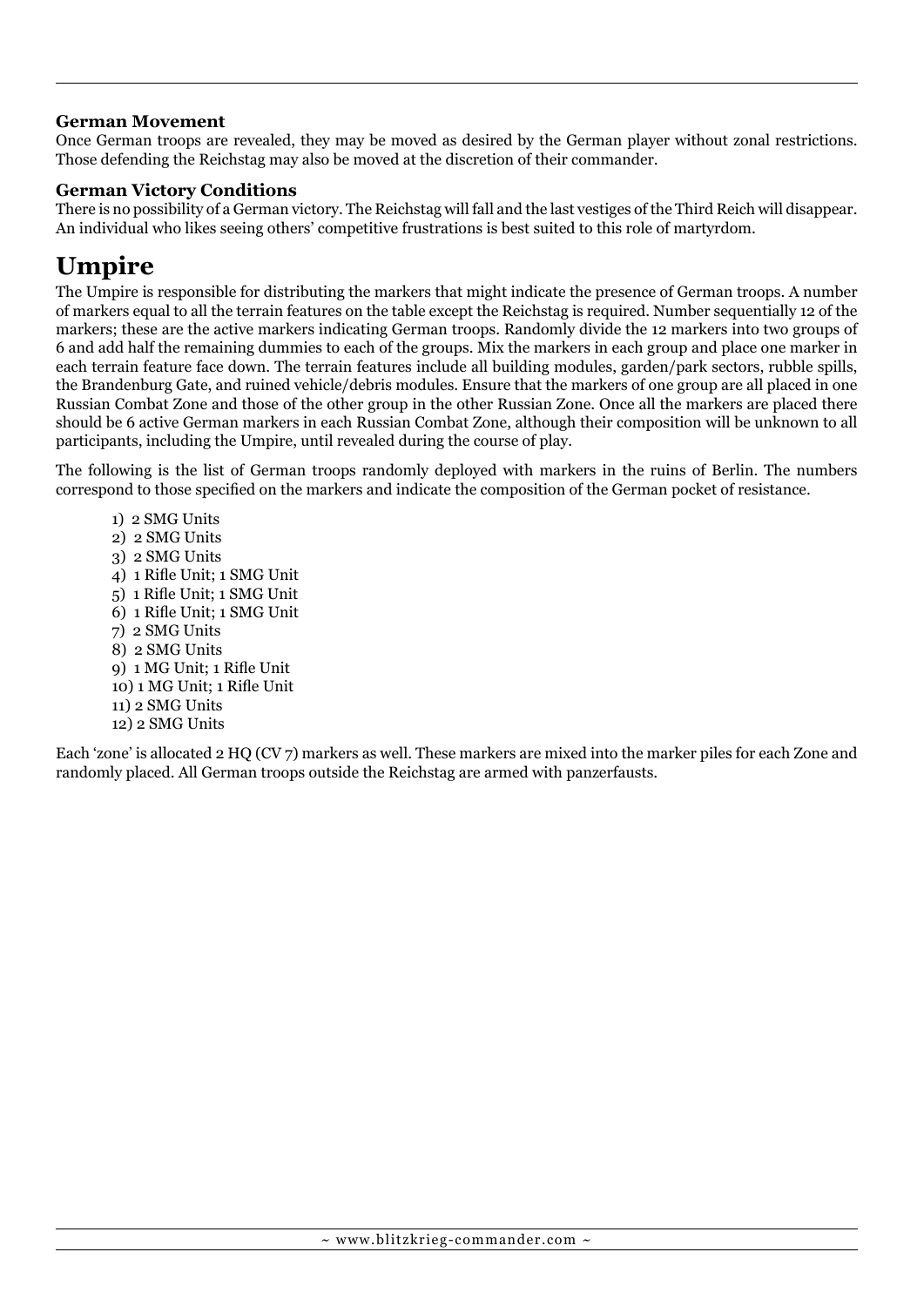### German Movement

Once German troops are revealed, they may be moved as desired by the German player without zonal restrictions. Those defending the Reichstag may also be moved at the discretion of their commander.

### German Victory Conditions

There is no possibility of a German victory. The Reichstag will fall and the last vestiges of the Third Reich will disappear. An individual who likes seeing others' competitive frustrations is best suited to this role of martyrdom.

## Umpire

The Umpire is responsible for distributing the markers that might indicate the presence of German troops. A number of markers equal to all the terrain features on the table except the Reichstag is required. Number sequentially 12 of the markers; these are the active markers indicating German troops. Randomly divide the 12 markers into two groups of 6 and add half the remaining dummies to each of the groups. Mix the markers in each group and place one marker in each terrain feature face down. The terrain features include all building modules, garden/park sectors, rubble spills, the Brandenburg Gate, and ruined vehicle/debris modules. Ensure that the markers of one group are all placed in one Russian Combat Zone and those of the other group in the other Russian Zone. Once all the markers are placed there should be 6 active German markers in each Russian Combat Zone, although their composition will be unknown to all participants, including the Umpire, until revealed during the course of play.

The following is the list of German troops randomly deployed with markers in the ruins of Berlin. The numbers correspond to those specified on the markers and indicate the composition of the German pocket of resistance.

1) 2 SMG Units
2) 2 SMG Units
3) 2 SMG Units
4) 1 Rifle Unit; 1 SMG Unit
5) 1 Rifle Unit; 1 SMG Unit
6) 1 Rifle Unit; 1 SMG Unit
7) 2 SMG Units
8) 2 SMG Units
9) 1 MG Unit; 1 Rifle Unit
10) 1 MG Unit; 1 Rifle Unit
11) 2 SMG Units
12) 2 SMG Units

Each 'zone' is allocated 2 HQ (CV 7) markers as well. These markers are mixed into the marker piles for each Zone and randomly placed. All German troops outside the Reichstag are armed with panzerfausts.